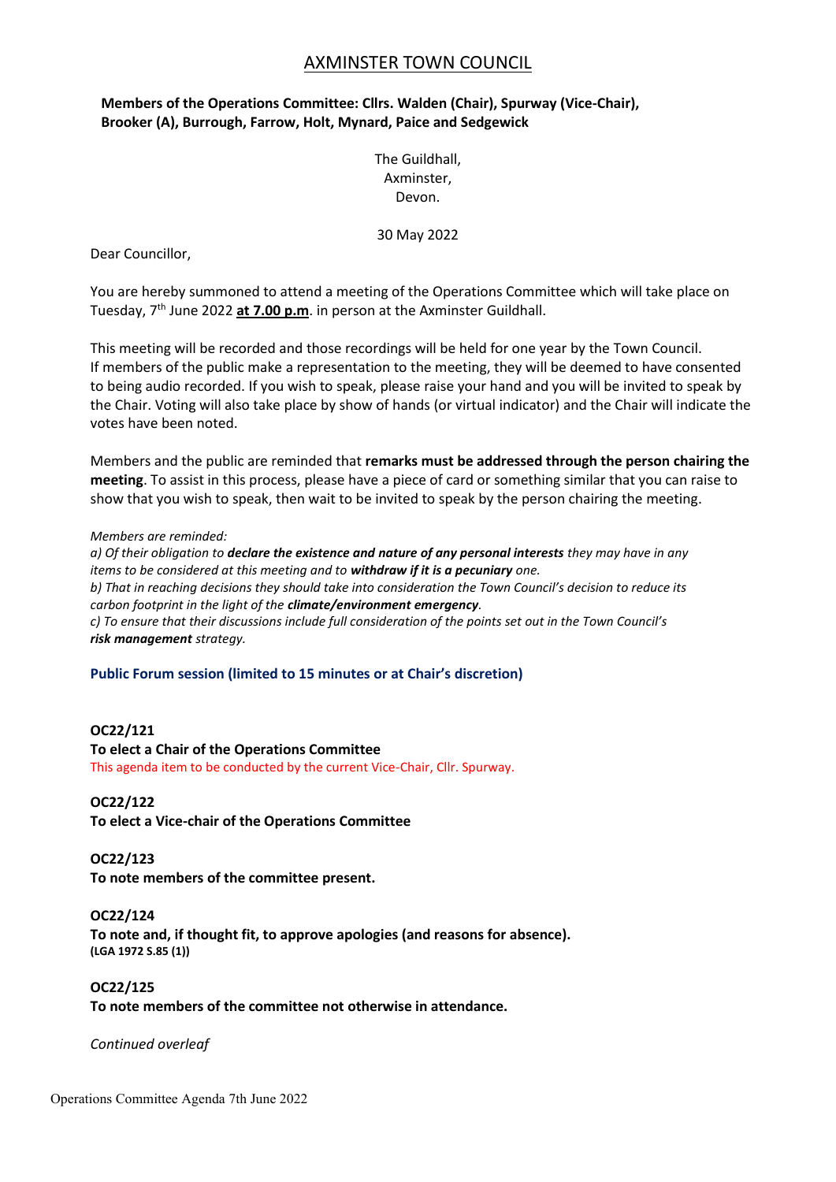# AXMINSTER TOWN COUNCIL

**Members of the Operations Committee: Cllrs. Walden (Chair), Spurway (Vice-Chair), Brooker (A), Burrough, Farrow, Holt, Mynard, Paice and Sedgewick**

The Guildhall,
Axminster,
Devon.

30 May 2022

Dear Councillor,

You are hereby summoned to attend a meeting of the Operations Committee which will take place on Tuesday, 7th June 2022 **at 7.00 p.m**. in person at the Axminster Guildhall.

This meeting will be recorded and those recordings will be held for one year by the Town Council. If members of the public make a representation to the meeting, they will be deemed to have consented to being audio recorded. If you wish to speak, please raise your hand and you will be invited to speak by the Chair. Voting will also take place by show of hands (or virtual indicator) and the Chair will indicate the votes have been noted.

Members and the public are reminded that **remarks must be addressed through the person chairing the meeting**. To assist in this process, please have a piece of card or something similar that you can raise to show that you wish to speak, then wait to be invited to speak by the person chairing the meeting.

*Members are reminded:*
*a) Of their obligation to **declare the existence and nature of any personal interests** they may have in any items to be considered at this meeting and to **withdraw if it is a pecuniary** one.*
*b) That in reaching decisions they should take into consideration the Town Council's decision to reduce its carbon footprint in the light of the **climate/environment emergency**.*
*c) To ensure that their discussions include full consideration of the points set out in the Town Council's **risk management** strategy.*

**Public Forum session (limited to 15 minutes or at Chair's discretion)**

**OC22/121**
**To elect a Chair of the Operations Committee**
This agenda item to be conducted by the current Vice-Chair, Cllr. Spurway.

**OC22/122**
**To elect a Vice-chair of the Operations Committee**

**OC22/123**
**To note members of the committee present.**

**OC22/124**
**To note and, if thought fit, to approve apologies (and reasons for absence).**
**(LGA 1972 S.85 (1))**

**OC22/125**
**To note members of the committee not otherwise in attendance.**

*Continued overleaf*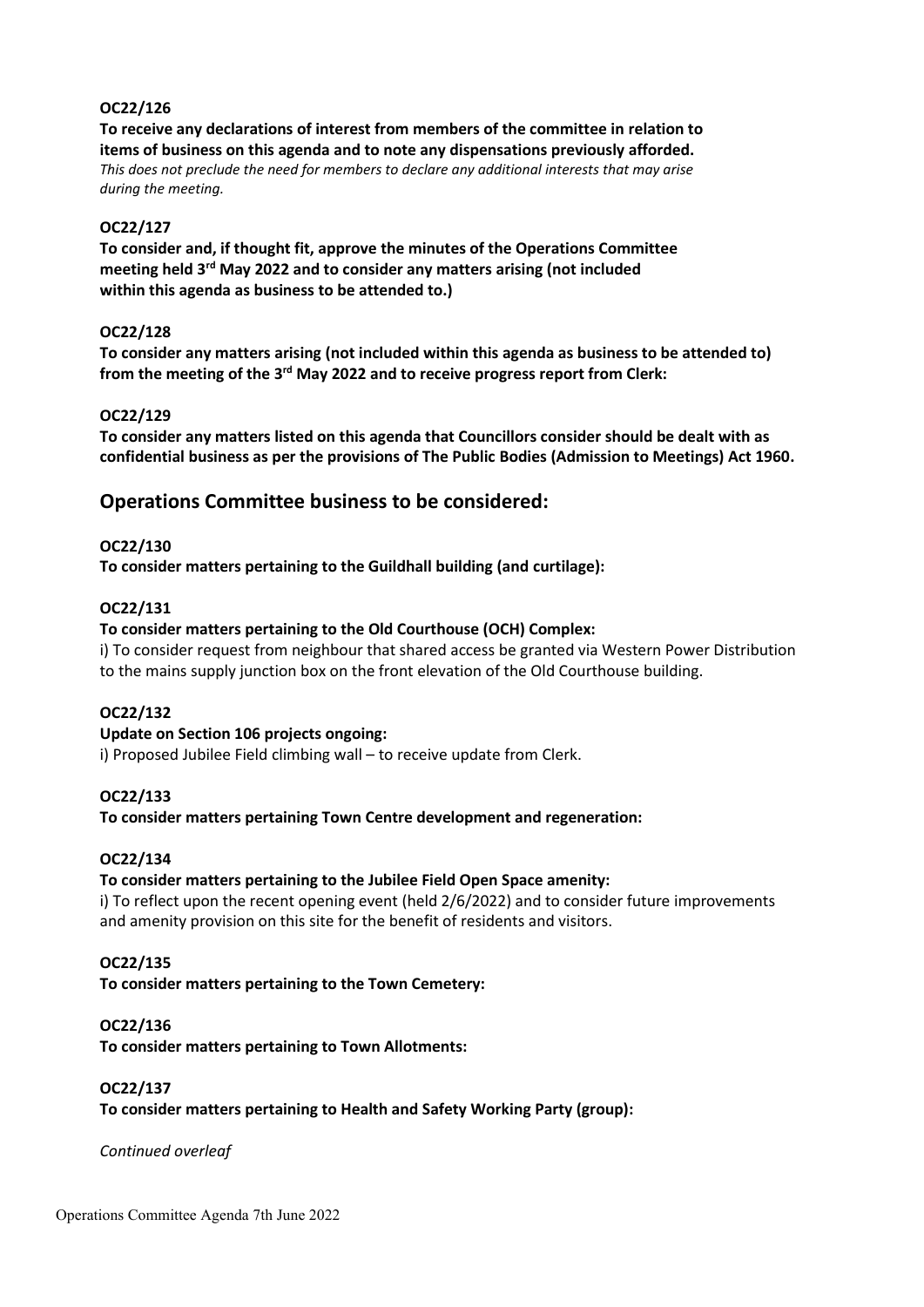**OC22/126**

**To receive any declarations of interest from members of the committee in relation to items of business on this agenda and to note any dispensations previously afforded.**

*This does not preclude the need for members to declare any additional interests that may arise during the meeting.*

**OC22/127**

**To consider and, if thought fit, approve the minutes of the Operations Committee meeting held 3rd May 2022 and to consider any matters arising (not included within this agenda as business to be attended to.)**

**OC22/128**

**To consider any matters arising (not included within this agenda as business to be attended to) from the meeting of the 3rd May 2022 and to receive progress report from Clerk:**

**OC22/129**

**To consider any matters listed on this agenda that Councillors consider should be dealt with as confidential business as per the provisions of The Public Bodies (Admission to Meetings) Act 1960.**

## Operations Committee business to be considered:

**OC22/130**

**To consider matters pertaining to the Guildhall building (and curtilage):**

**OC22/131**

**To consider matters pertaining to the Old Courthouse (OCH) Complex:**

i) To consider request from neighbour that shared access be granted via Western Power Distribution to the mains supply junction box on the front elevation of the Old Courthouse building.

**OC22/132**

**Update on Section 106 projects ongoing:**

i) Proposed Jubilee Field climbing wall – to receive update from Clerk.

**OC22/133**

**To consider matters pertaining Town Centre development and regeneration:**

**OC22/134**

**To consider matters pertaining to the Jubilee Field Open Space amenity:**

i) To reflect upon the recent opening event (held 2/6/2022) and to consider future improvements and amenity provision on this site for the benefit of residents and visitors.

**OC22/135**

**To consider matters pertaining to the Town Cemetery:**

**OC22/136**

**To consider matters pertaining to Town Allotments:**

**OC22/137**

**To consider matters pertaining to Health and Safety Working Party (group):**

*Continued overleaf*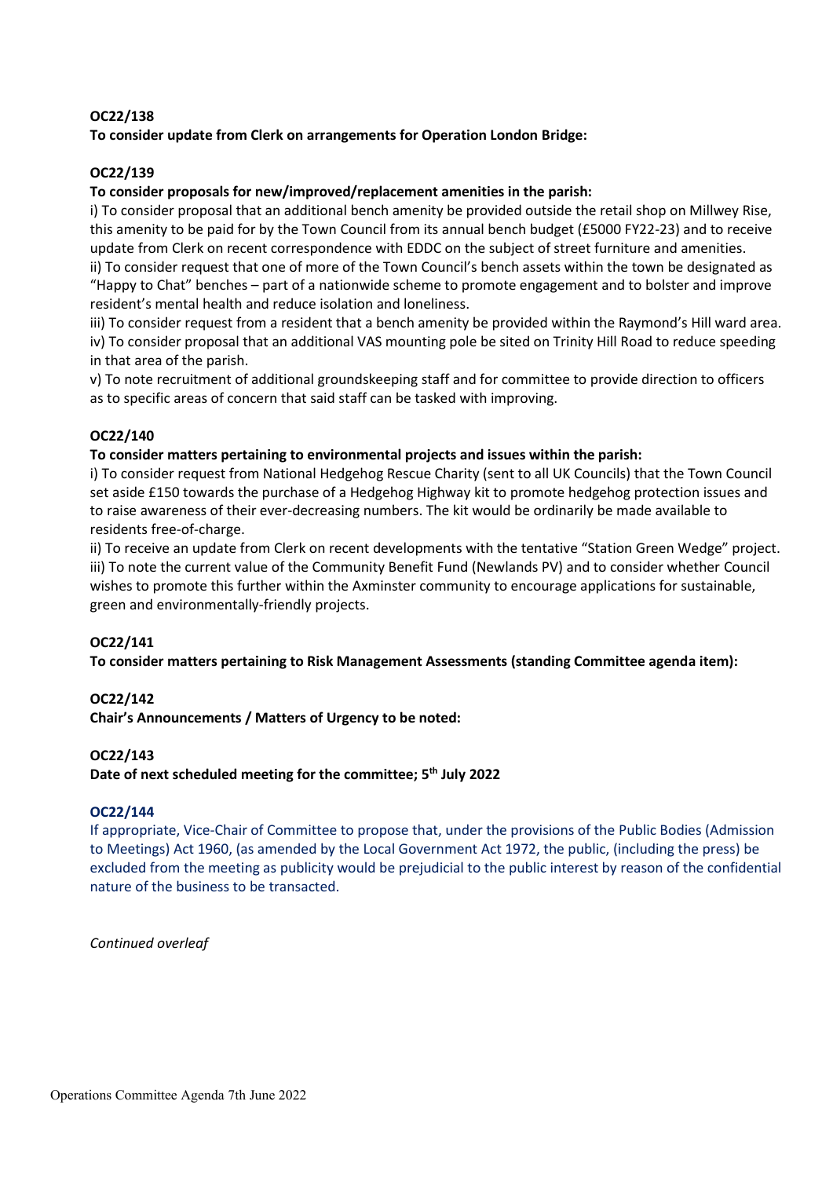**OC22/138**

**To consider update from Clerk on arrangements for Operation London Bridge:**

**OC22/139**

**To consider proposals for new/improved/replacement amenities in the parish:**

i) To consider proposal that an additional bench amenity be provided outside the retail shop on Millwey Rise, this amenity to be paid for by the Town Council from its annual bench budget (£5000 FY22-23) and to receive update from Clerk on recent correspondence with EDDC on the subject of street furniture and amenities.

ii) To consider request that one of more of the Town Council's bench assets within the town be designated as "Happy to Chat" benches – part of a nationwide scheme to promote engagement and to bolster and improve resident's mental health and reduce isolation and loneliness.

iii) To consider request from a resident that a bench amenity be provided within the Raymond's Hill ward area.

iv) To consider proposal that an additional VAS mounting pole be sited on Trinity Hill Road to reduce speeding in that area of the parish.

v) To note recruitment of additional groundskeeping staff and for committee to provide direction to officers as to specific areas of concern that said staff can be tasked with improving.

**OC22/140**

**To consider matters pertaining to environmental projects and issues within the parish:**

i) To consider request from National Hedgehog Rescue Charity (sent to all UK Councils) that the Town Council set aside £150 towards the purchase of a Hedgehog Highway kit to promote hedgehog protection issues and to raise awareness of their ever-decreasing numbers. The kit would be ordinarily be made available to residents free-of-charge.

ii) To receive an update from Clerk on recent developments with the tentative "Station Green Wedge" project.

iii) To note the current value of the Community Benefit Fund (Newlands PV) and to consider whether Council wishes to promote this further within the Axminster community to encourage applications for sustainable, green and environmentally-friendly projects.

**OC22/141**

**To consider matters pertaining to Risk Management Assessments (standing Committee agenda item):**

**OC22/142**

**Chair's Announcements / Matters of Urgency to be noted:**

**OC22/143**

**Date of next scheduled meeting for the committee; 5th July 2022**

**OC22/144**

If appropriate, Vice-Chair of Committee to propose that, under the provisions of the Public Bodies (Admission to Meetings) Act 1960, (as amended by the Local Government Act 1972, the public, (including the press) be excluded from the meeting as publicity would be prejudicial to the public interest by reason of the confidential nature of the business to be transacted.

*Continued overleaf*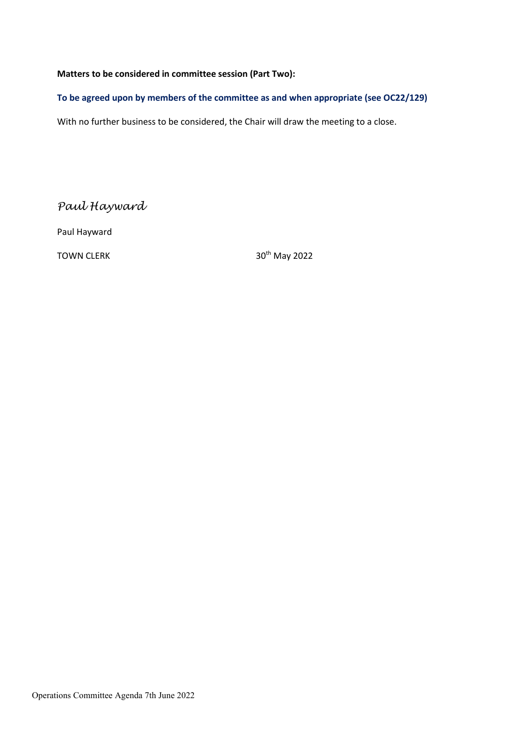**Matters to be considered in committee session (Part Two):**

**To be agreed upon by members of the committee as and when appropriate (see OC22/129)**

With no further business to be considered, the Chair will draw the meeting to a close.

*Paul Hayward*

Paul Hayward

TOWN CLERK 30th May 2022